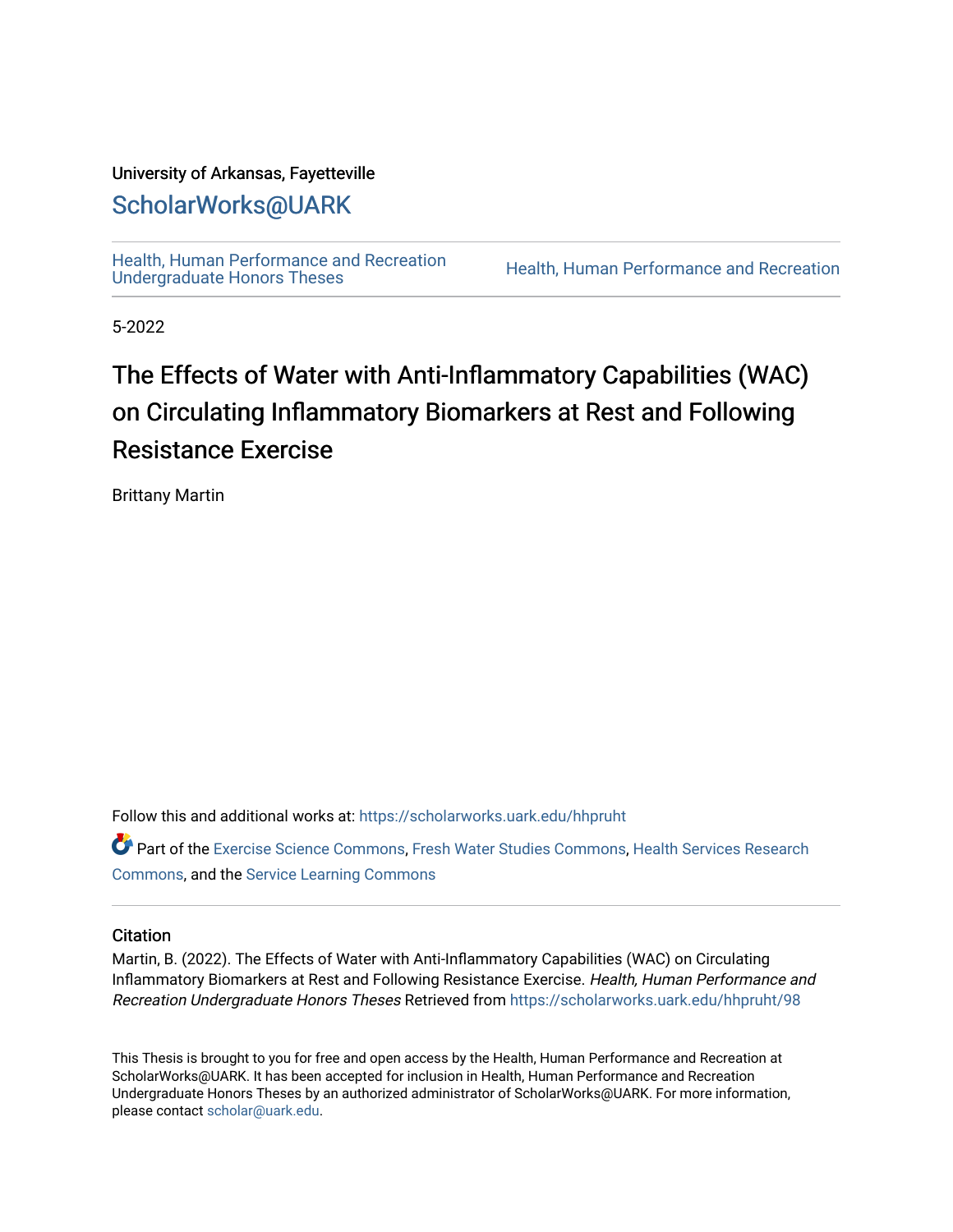University of Arkansas, Fayetteville

ScholarWorks@UARK

Health, Human Performance and Recreation Undergraduate Honors Theses

Health, Human Performance and Recreation

5-2022

# The Effects of Water with Anti-Inflammatory Capabilities (WAC) on Circulating Inflammatory Biomarkers at Rest and Following Resistance Exercise

Brittany Martin

Follow this and additional works at: https://scholarworks.uark.edu/hhpruht

Part of the Exercise Science Commons, Fresh Water Studies Commons, Health Services Research Commons, and the Service Learning Commons

## Citation

Martin, B. (2022). The Effects of Water with Anti-Inflammatory Capabilities (WAC) on Circulating Inflammatory Biomarkers at Rest and Following Resistance Exercise. *Health, Human Performance and Recreation Undergraduate Honors Theses* Retrieved from https://scholarworks.uark.edu/hhpruht/98

This Thesis is brought to you for free and open access by the Health, Human Performance and Recreation at ScholarWorks@UARK. It has been accepted for inclusion in Health, Human Performance and Recreation Undergraduate Honors Theses by an authorized administrator of ScholarWorks@UARK. For more information, please contact scholar@uark.edu.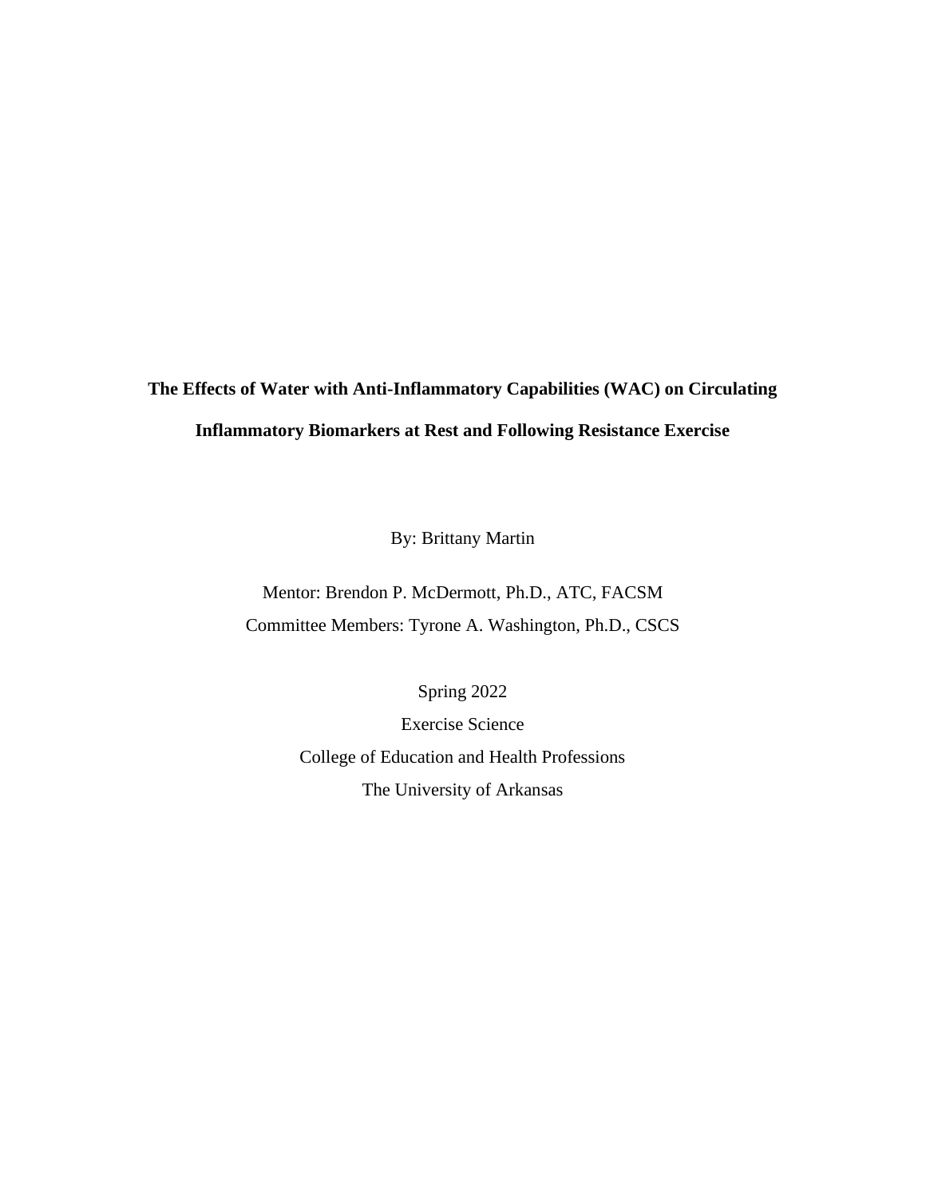**The Effects of Water with Anti-Inflammatory Capabilities (WAC) on Circulating Inflammatory Biomarkers at Rest and Following Resistance Exercise**

By: Brittany Martin

Mentor: Brendon P. McDermott, Ph.D., ATC, FACSM

Committee Members: Tyrone A. Washington, Ph.D., CSCS

Spring 2022

Exercise Science

College of Education and Health Professions

The University of Arkansas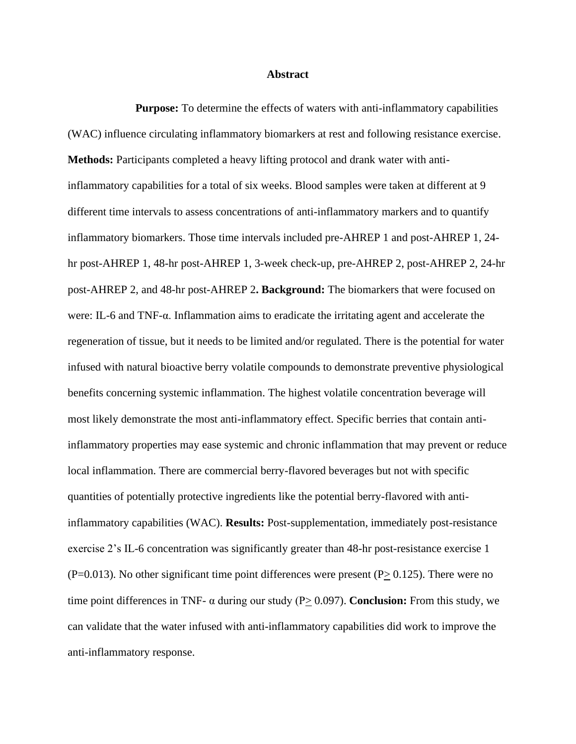# Abstract

**Purpose:** To determine the effects of waters with anti-inflammatory capabilities (WAC) influence circulating inflammatory biomarkers at rest and following resistance exercise. **Methods:** Participants completed a heavy lifting protocol and drank water with anti-inflammatory capabilities for a total of six weeks. Blood samples were taken at different at 9 different time intervals to assess concentrations of anti-inflammatory markers and to quantify inflammatory biomarkers. Those time intervals included pre-AHREP 1 and post-AHREP 1, 24-hr post-AHREP 1, 48-hr post-AHREP 1, 3-week check-up, pre-AHREP 2, post-AHREP 2, 24-hr post-AHREP 2, and 48-hr post-AHREP 2**. Background:** The biomarkers that were focused on were: IL-6 and TNF-α. Inflammation aims to eradicate the irritating agent and accelerate the regeneration of tissue, but it needs to be limited and/or regulated. There is the potential for water infused with natural bioactive berry volatile compounds to demonstrate preventive physiological benefits concerning systemic inflammation. The highest volatile concentration beverage will most likely demonstrate the most anti-inflammatory effect. Specific berries that contain anti-inflammatory properties may ease systemic and chronic inflammation that may prevent or reduce local inflammation. There are commercial berry-flavored beverages but not with specific quantities of potentially protective ingredients like the potential berry-flavored with anti-inflammatory capabilities (WAC). **Results:** Post-supplementation, immediately post-resistance exercise 2's IL-6 concentration was significantly greater than 48-hr post-resistance exercise 1 ($P=0.013$). No other significant time point differences were present ($P \geq 0.125$). There were no time point differences in TNF- α during our study ($P \geq 0.097$). **Conclusion:** From this study, we can validate that the water infused with anti-inflammatory capabilities did work to improve the anti-inflammatory response.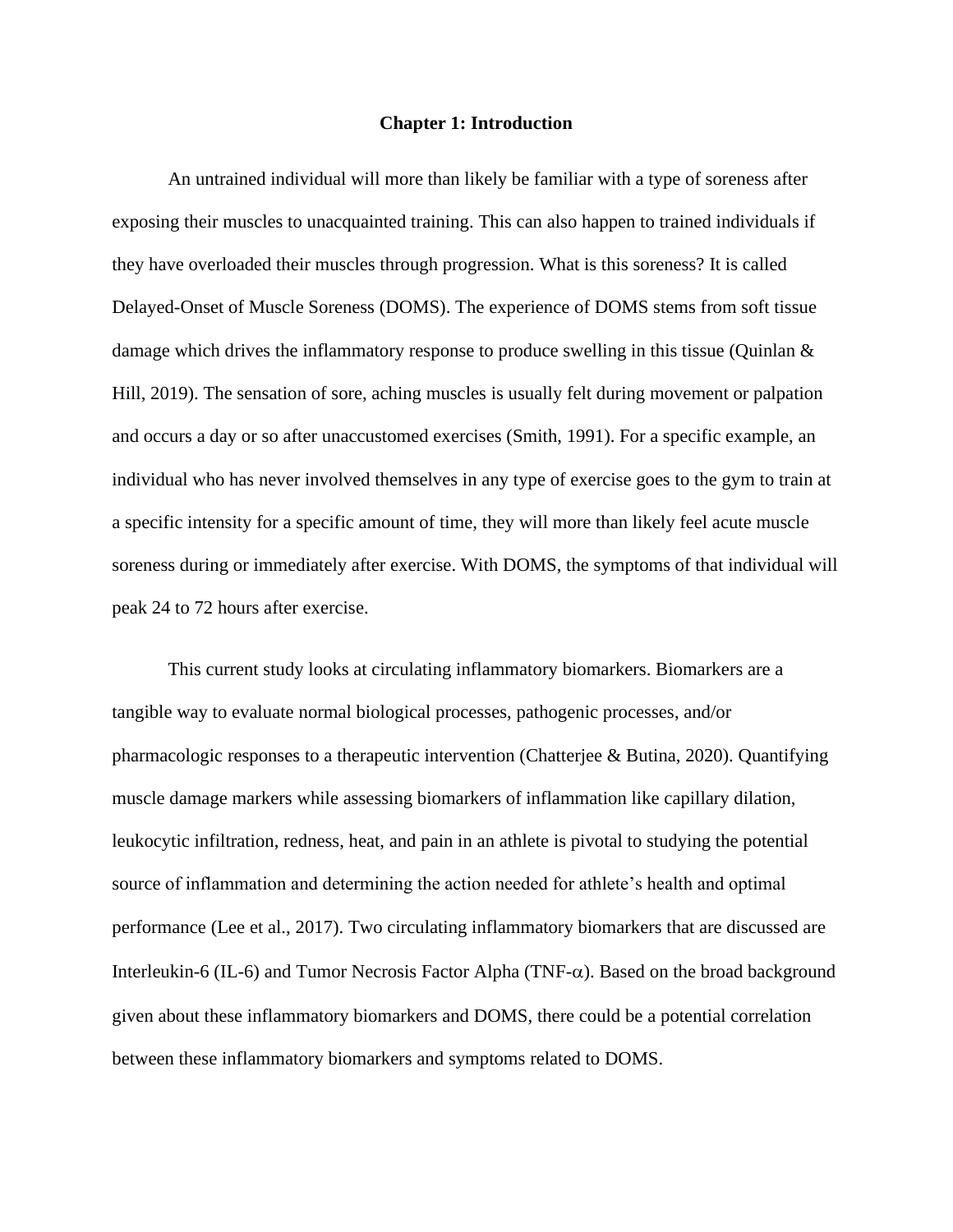# Chapter 1: Introduction

An untrained individual will more than likely be familiar with a type of soreness after exposing their muscles to unacquainted training. This can also happen to trained individuals if they have overloaded their muscles through progression. What is this soreness? It is called Delayed-Onset of Muscle Soreness (DOMS). The experience of DOMS stems from soft tissue damage which drives the inflammatory response to produce swelling in this tissue (Quinlan & Hill, 2019). The sensation of sore, aching muscles is usually felt during movement or palpation and occurs a day or so after unaccustomed exercises (Smith, 1991). For a specific example, an individual who has never involved themselves in any type of exercise goes to the gym to train at a specific intensity for a specific amount of time, they will more than likely feel acute muscle soreness during or immediately after exercise. With DOMS, the symptoms of that individual will peak 24 to 72 hours after exercise.

This current study looks at circulating inflammatory biomarkers. Biomarkers are a tangible way to evaluate normal biological processes, pathogenic processes, and/or pharmacologic responses to a therapeutic intervention (Chatterjee & Butina, 2020). Quantifying muscle damage markers while assessing biomarkers of inflammation like capillary dilation, leukocytic infiltration, redness, heat, and pain in an athlete is pivotal to studying the potential source of inflammation and determining the action needed for athlete's health and optimal performance (Lee et al., 2017). Two circulating inflammatory biomarkers that are discussed are Interleukin-6 (IL-6) and Tumor Necrosis Factor Alpha (TNF-$\alpha$). Based on the broad background given about these inflammatory biomarkers and DOMS, there could be a potential correlation between these inflammatory biomarkers and symptoms related to DOMS.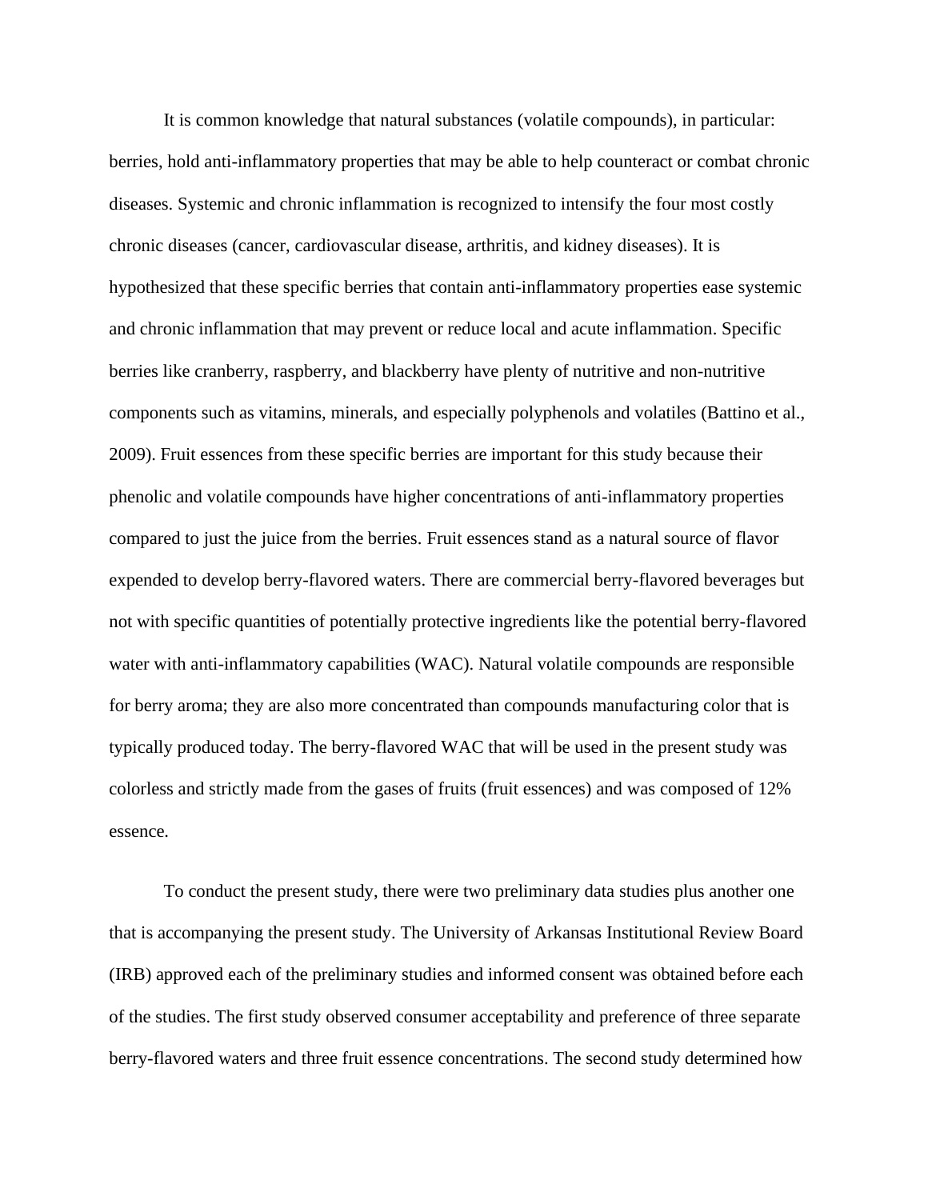It is common knowledge that natural substances (volatile compounds), in particular: berries, hold anti-inflammatory properties that may be able to help counteract or combat chronic diseases. Systemic and chronic inflammation is recognized to intensify the four most costly chronic diseases (cancer, cardiovascular disease, arthritis, and kidney diseases). It is hypothesized that these specific berries that contain anti-inflammatory properties ease systemic and chronic inflammation that may prevent or reduce local and acute inflammation. Specific berries like cranberry, raspberry, and blackberry have plenty of nutritive and non-nutritive components such as vitamins, minerals, and especially polyphenols and volatiles (Battino et al., 2009). Fruit essences from these specific berries are important for this study because their phenolic and volatile compounds have higher concentrations of anti-inflammatory properties compared to just the juice from the berries. Fruit essences stand as a natural source of flavor expended to develop berry-flavored waters. There are commercial berry-flavored beverages but not with specific quantities of potentially protective ingredients like the potential berry-flavored water with anti-inflammatory capabilities (WAC). Natural volatile compounds are responsible for berry aroma; they are also more concentrated than compounds manufacturing color that is typically produced today. The berry-flavored WAC that will be used in the present study was colorless and strictly made from the gases of fruits (fruit essences) and was composed of 12% essence.

To conduct the present study, there were two preliminary data studies plus another one that is accompanying the present study. The University of Arkansas Institutional Review Board (IRB) approved each of the preliminary studies and informed consent was obtained before each of the studies. The first study observed consumer acceptability and preference of three separate berry-flavored waters and three fruit essence concentrations. The second study determined how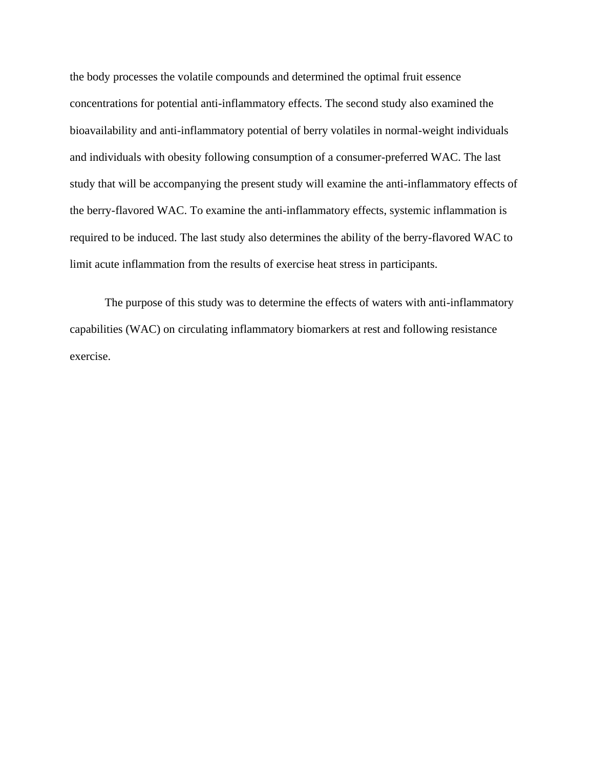the body processes the volatile compounds and determined the optimal fruit essence concentrations for potential anti-inflammatory effects. The second study also examined the bioavailability and anti-inflammatory potential of berry volatiles in normal-weight individuals and individuals with obesity following consumption of a consumer-preferred WAC. The last study that will be accompanying the present study will examine the anti-inflammatory effects of the berry-flavored WAC. To examine the anti-inflammatory effects, systemic inflammation is required to be induced. The last study also determines the ability of the berry-flavored WAC to limit acute inflammation from the results of exercise heat stress in participants.

The purpose of this study was to determine the effects of waters with anti-inflammatory capabilities (WAC) on circulating inflammatory biomarkers at rest and following resistance exercise.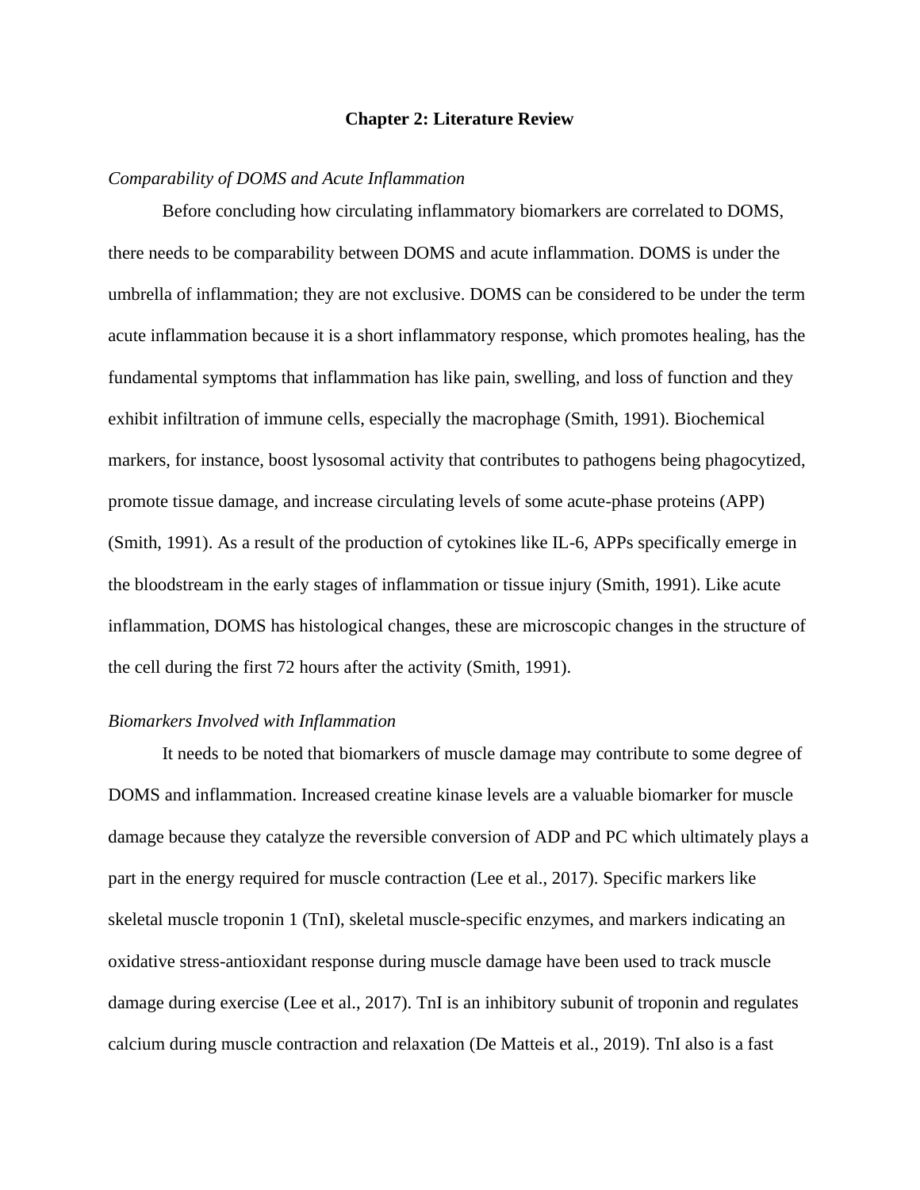## Chapter 2: Literature Review

### *Comparability of DOMS and Acute Inflammation*

Before concluding how circulating inflammatory biomarkers are correlated to DOMS, there needs to be comparability between DOMS and acute inflammation. DOMS is under the umbrella of inflammation; they are not exclusive. DOMS can be considered to be under the term acute inflammation because it is a short inflammatory response, which promotes healing, has the fundamental symptoms that inflammation has like pain, swelling, and loss of function and they exhibit infiltration of immune cells, especially the macrophage (Smith, 1991). Biochemical markers, for instance, boost lysosomal activity that contributes to pathogens being phagocytized, promote tissue damage, and increase circulating levels of some acute-phase proteins (APP) (Smith, 1991). As a result of the production of cytokines like IL-6, APPs specifically emerge in the bloodstream in the early stages of inflammation or tissue injury (Smith, 1991). Like acute inflammation, DOMS has histological changes, these are microscopic changes in the structure of the cell during the first 72 hours after the activity (Smith, 1991).

### *Biomarkers Involved with Inflammation*

It needs to be noted that biomarkers of muscle damage may contribute to some degree of DOMS and inflammation. Increased creatine kinase levels are a valuable biomarker for muscle damage because they catalyze the reversible conversion of ADP and PC which ultimately plays a part in the energy required for muscle contraction (Lee et al., 2017). Specific markers like skeletal muscle troponin 1 (TnI), skeletal muscle-specific enzymes, and markers indicating an oxidative stress-antioxidant response during muscle damage have been used to track muscle damage during exercise (Lee et al., 2017). TnI is an inhibitory subunit of troponin and regulates calcium during muscle contraction and relaxation (De Matteis et al., 2019). TnI also is a fast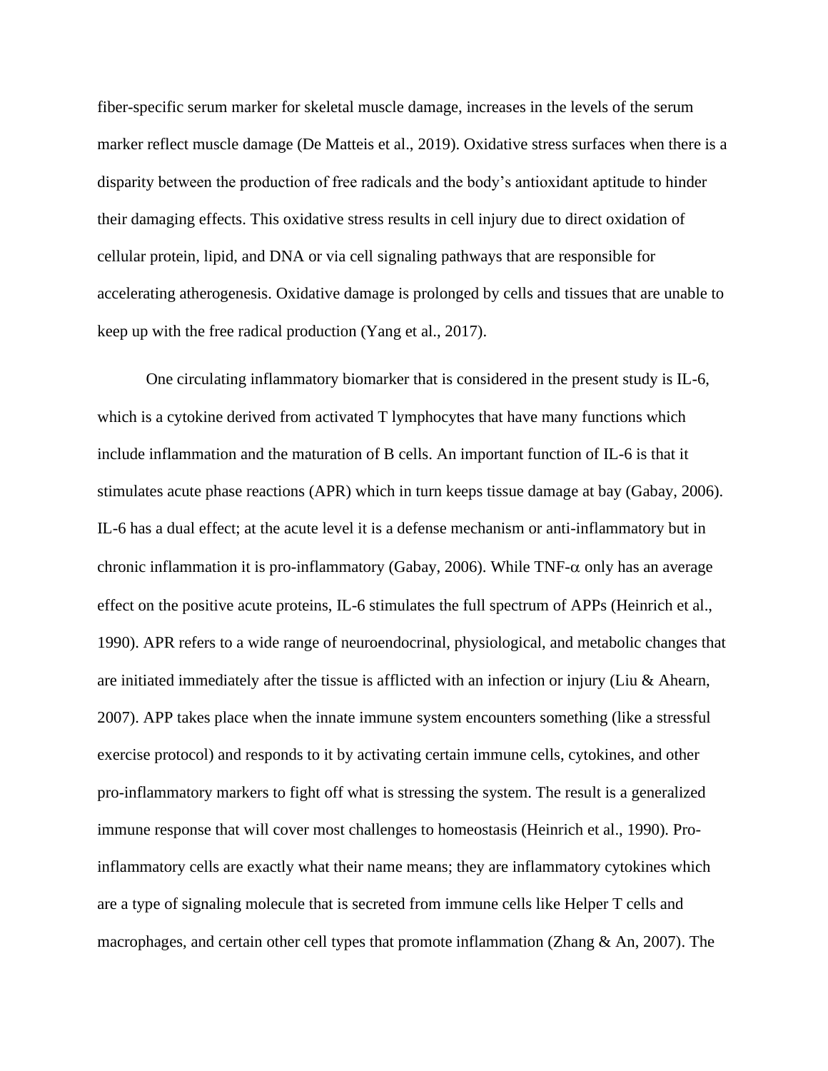fiber-specific serum marker for skeletal muscle damage, increases in the levels of the serum marker reflect muscle damage (De Matteis et al., 2019). Oxidative stress surfaces when there is a disparity between the production of free radicals and the body's antioxidant aptitude to hinder their damaging effects. This oxidative stress results in cell injury due to direct oxidation of cellular protein, lipid, and DNA or via cell signaling pathways that are responsible for accelerating atherogenesis. Oxidative damage is prolonged by cells and tissues that are unable to keep up with the free radical production (Yang et al., 2017).

One circulating inflammatory biomarker that is considered in the present study is IL-6, which is a cytokine derived from activated T lymphocytes that have many functions which include inflammation and the maturation of B cells. An important function of IL-6 is that it stimulates acute phase reactions (APR) which in turn keeps tissue damage at bay (Gabay, 2006). IL-6 has a dual effect; at the acute level it is a defense mechanism or anti-inflammatory but in chronic inflammation it is pro-inflammatory (Gabay, 2006). While TNF-$\alpha$ only has an average effect on the positive acute proteins, IL-6 stimulates the full spectrum of APPs (Heinrich et al., 1990). APR refers to a wide range of neuroendocrinal, physiological, and metabolic changes that are initiated immediately after the tissue is afflicted with an infection or injury (Liu & Ahearn, 2007). APP takes place when the innate immune system encounters something (like a stressful exercise protocol) and responds to it by activating certain immune cells, cytokines, and other pro-inflammatory markers to fight off what is stressing the system. The result is a generalized immune response that will cover most challenges to homeostasis (Heinrich et al., 1990). Pro-inflammatory cells are exactly what their name means; they are inflammatory cytokines which are a type of signaling molecule that is secreted from immune cells like Helper T cells and macrophages, and certain other cell types that promote inflammation (Zhang & An, 2007). The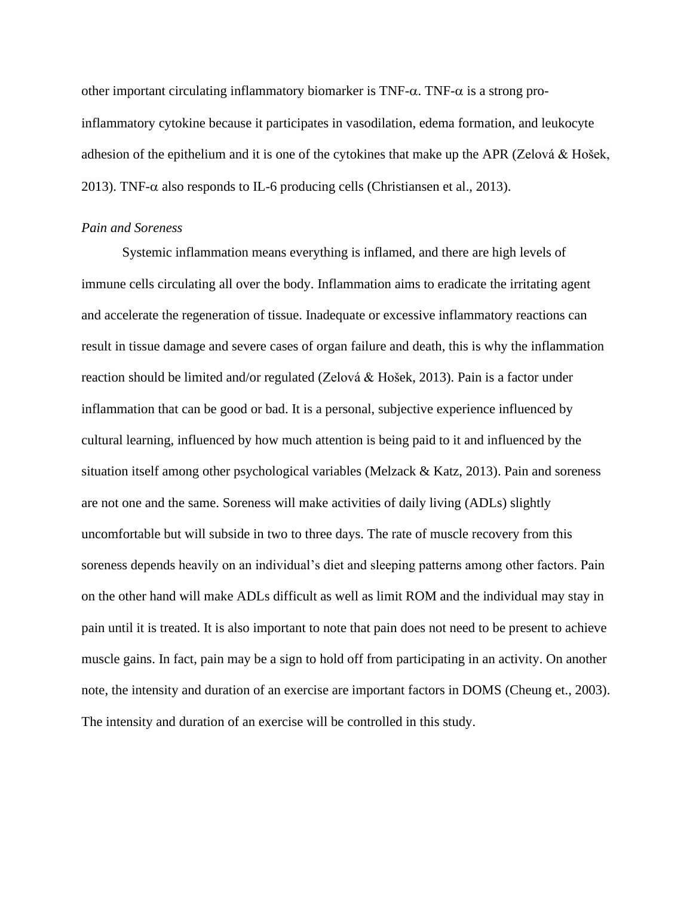other important circulating inflammatory biomarker is TNF-$\alpha$. TNF-$\alpha$ is a strong pro-inflammatory cytokine because it participates in vasodilation, edema formation, and leukocyte adhesion of the epithelium and it is one of the cytokines that make up the APR (Zelová & Hošek, 2013). TNF-$\alpha$ also responds to IL-6 producing cells (Christiansen et al., 2013).

*Pain and Soreness*

Systemic inflammation means everything is inflamed, and there are high levels of immune cells circulating all over the body. Inflammation aims to eradicate the irritating agent and accelerate the regeneration of tissue. Inadequate or excessive inflammatory reactions can result in tissue damage and severe cases of organ failure and death, this is why the inflammation reaction should be limited and/or regulated (Zelová & Hošek, 2013). Pain is a factor under inflammation that can be good or bad. It is a personal, subjective experience influenced by cultural learning, influenced by how much attention is being paid to it and influenced by the situation itself among other psychological variables (Melzack & Katz, 2013). Pain and soreness are not one and the same. Soreness will make activities of daily living (ADLs) slightly uncomfortable but will subside in two to three days. The rate of muscle recovery from this soreness depends heavily on an individual's diet and sleeping patterns among other factors. Pain on the other hand will make ADLs difficult as well as limit ROM and the individual may stay in pain until it is treated. It is also important to note that pain does not need to be present to achieve muscle gains. In fact, pain may be a sign to hold off from participating in an activity. On another note, the intensity and duration of an exercise are important factors in DOMS (Cheung et., 2003). The intensity and duration of an exercise will be controlled in this study.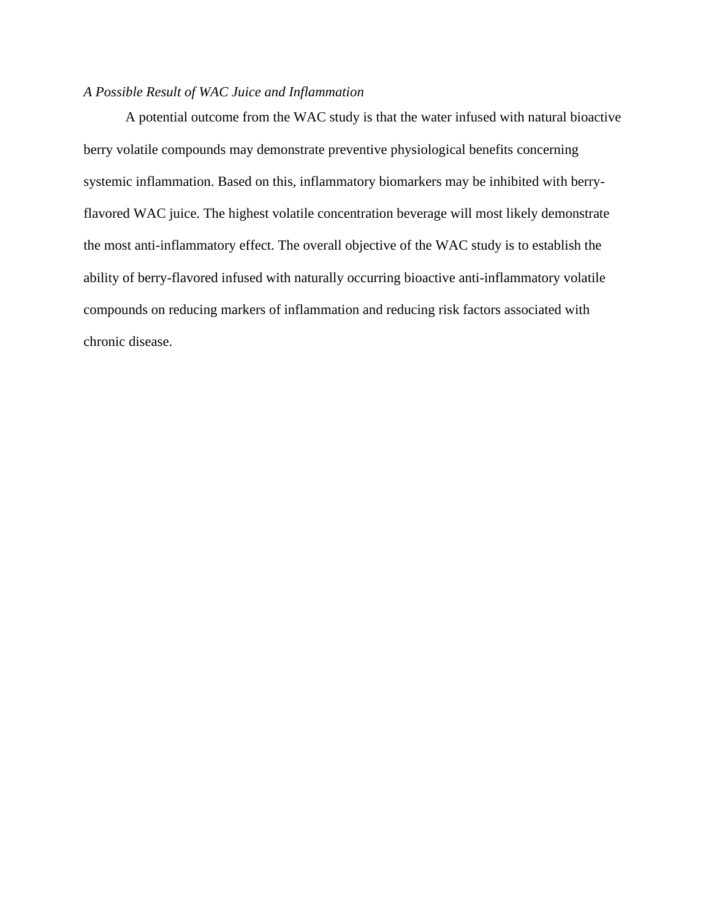*A Possible Result of WAC Juice and Inflammation*

A potential outcome from the WAC study is that the water infused with natural bioactive berry volatile compounds may demonstrate preventive physiological benefits concerning systemic inflammation. Based on this, inflammatory biomarkers may be inhibited with berry-flavored WAC juice. The highest volatile concentration beverage will most likely demonstrate the most anti-inflammatory effect. The overall objective of the WAC study is to establish the ability of berry-flavored infused with naturally occurring bioactive anti-inflammatory volatile compounds on reducing markers of inflammation and reducing risk factors associated with chronic disease.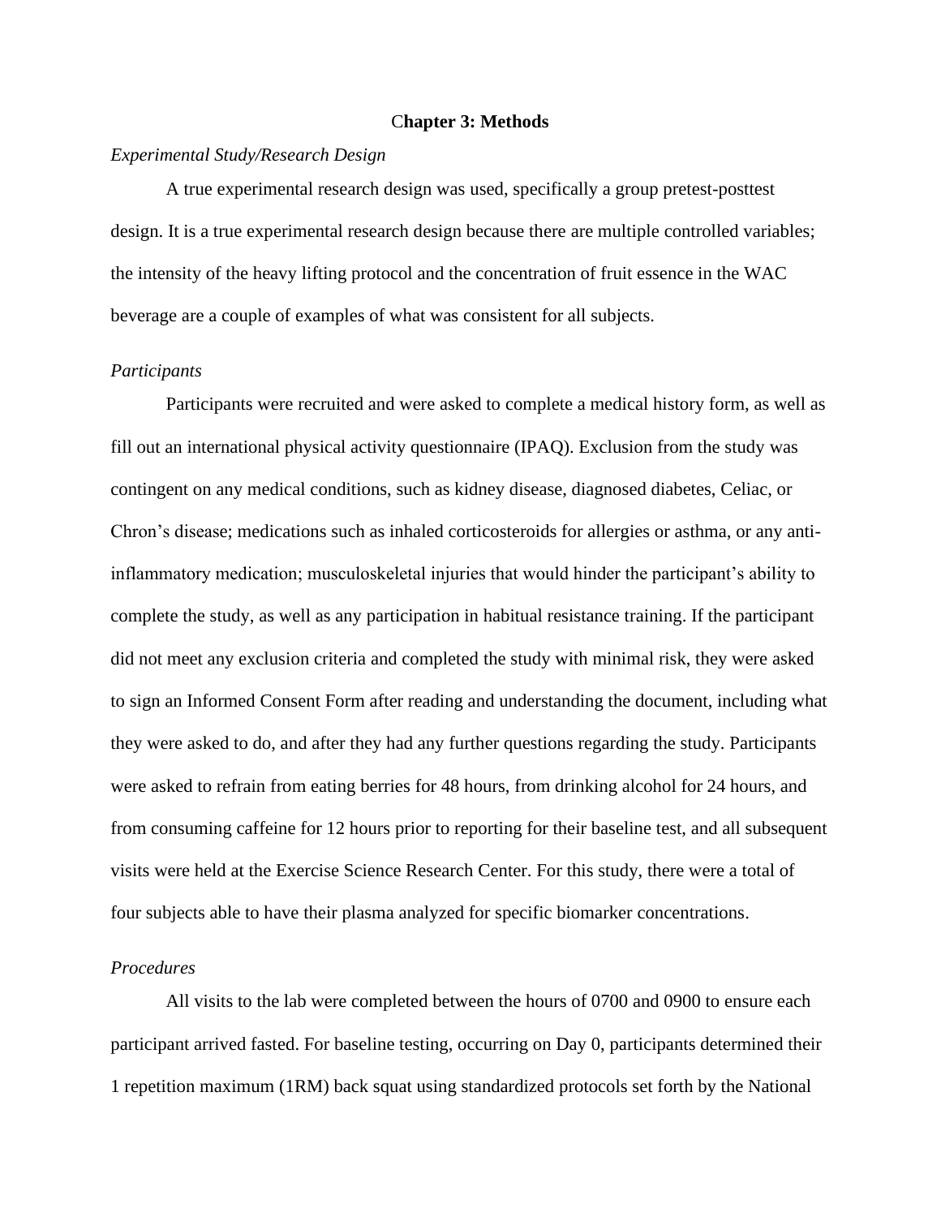# Chapter 3: Methods

*Experimental Study/Research Design*

A true experimental research design was used, specifically a group pretest-posttest design. It is a true experimental research design because there are multiple controlled variables; the intensity of the heavy lifting protocol and the concentration of fruit essence in the WAC beverage are a couple of examples of what was consistent for all subjects.

*Participants*

Participants were recruited and were asked to complete a medical history form, as well as fill out an international physical activity questionnaire (IPAQ). Exclusion from the study was contingent on any medical conditions, such as kidney disease, diagnosed diabetes, Celiac, or Chron's disease; medications such as inhaled corticosteroids for allergies or asthma, or any anti-inflammatory medication; musculoskeletal injuries that would hinder the participant's ability to complete the study, as well as any participation in habitual resistance training. If the participant did not meet any exclusion criteria and completed the study with minimal risk, they were asked to sign an Informed Consent Form after reading and understanding the document, including what they were asked to do, and after they had any further questions regarding the study. Participants were asked to refrain from eating berries for 48 hours, from drinking alcohol for 24 hours, and from consuming caffeine for 12 hours prior to reporting for their baseline test, and all subsequent visits were held at the Exercise Science Research Center. For this study, there were a total of four subjects able to have their plasma analyzed for specific biomarker concentrations.

*Procedures*

All visits to the lab were completed between the hours of 0700 and 0900 to ensure each participant arrived fasted. For baseline testing, occurring on Day 0, participants determined their 1 repetition maximum (1RM) back squat using standardized protocols set forth by the National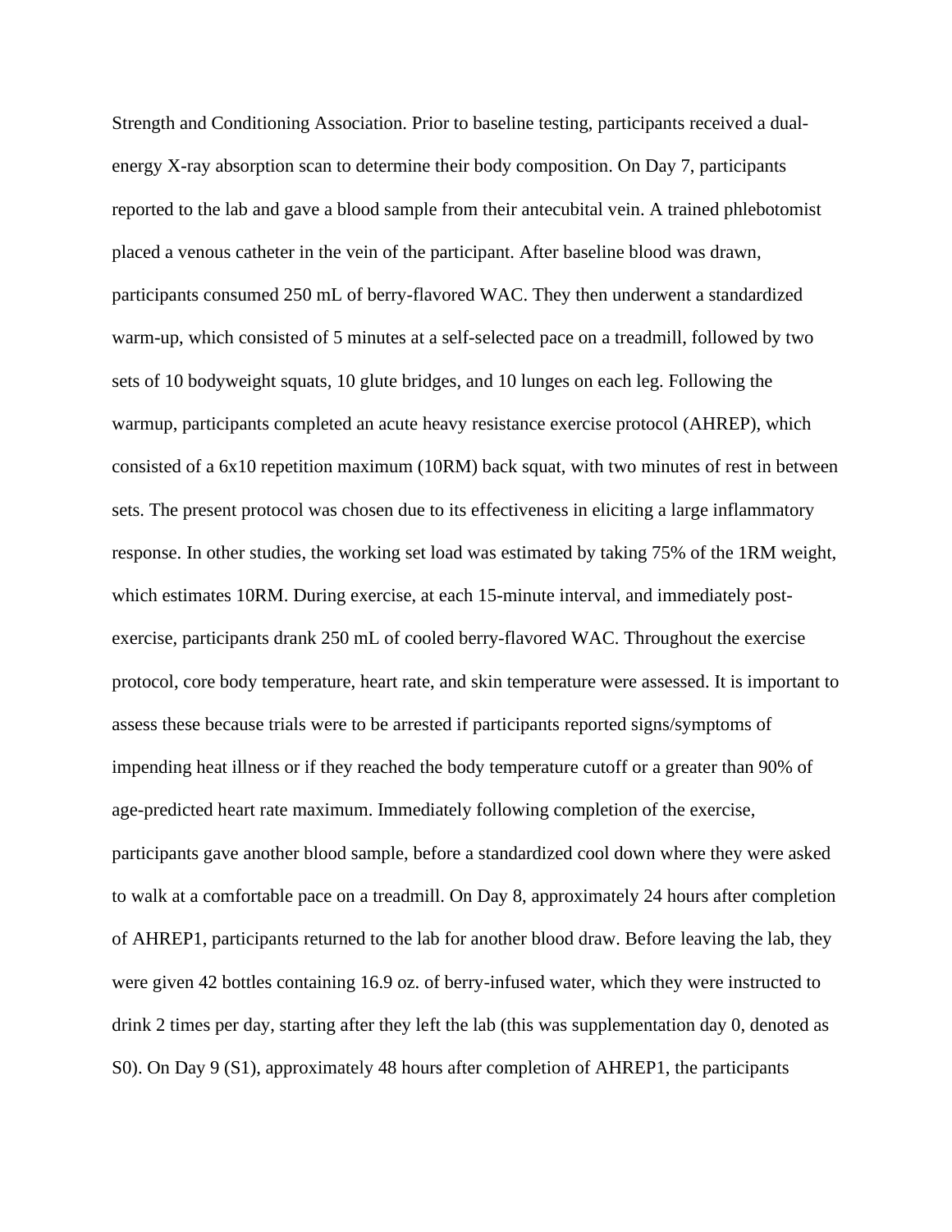Strength and Conditioning Association. Prior to baseline testing, participants received a dual-energy X-ray absorption scan to determine their body composition. On Day 7, participants reported to the lab and gave a blood sample from their antecubital vein. A trained phlebotomist placed a venous catheter in the vein of the participant. After baseline blood was drawn, participants consumed 250 mL of berry-flavored WAC. They then underwent a standardized warm-up, which consisted of 5 minutes at a self-selected pace on a treadmill, followed by two sets of 10 bodyweight squats, 10 glute bridges, and 10 lunges on each leg. Following the warmup, participants completed an acute heavy resistance exercise protocol (AHREP), which consisted of a 6x10 repetition maximum (10RM) back squat, with two minutes of rest in between sets. The present protocol was chosen due to its effectiveness in eliciting a large inflammatory response. In other studies, the working set load was estimated by taking 75% of the 1RM weight, which estimates 10RM. During exercise, at each 15-minute interval, and immediately post-exercise, participants drank 250 mL of cooled berry-flavored WAC. Throughout the exercise protocol, core body temperature, heart rate, and skin temperature were assessed. It is important to assess these because trials were to be arrested if participants reported signs/symptoms of impending heat illness or if they reached the body temperature cutoff or a greater than 90% of age-predicted heart rate maximum. Immediately following completion of the exercise, participants gave another blood sample, before a standardized cool down where they were asked to walk at a comfortable pace on a treadmill. On Day 8, approximately 24 hours after completion of AHREP1, participants returned to the lab for another blood draw. Before leaving the lab, they were given 42 bottles containing 16.9 oz. of berry-infused water, which they were instructed to drink 2 times per day, starting after they left the lab (this was supplementation day 0, denoted as S0). On Day 9 (S1), approximately 48 hours after completion of AHREP1, the participants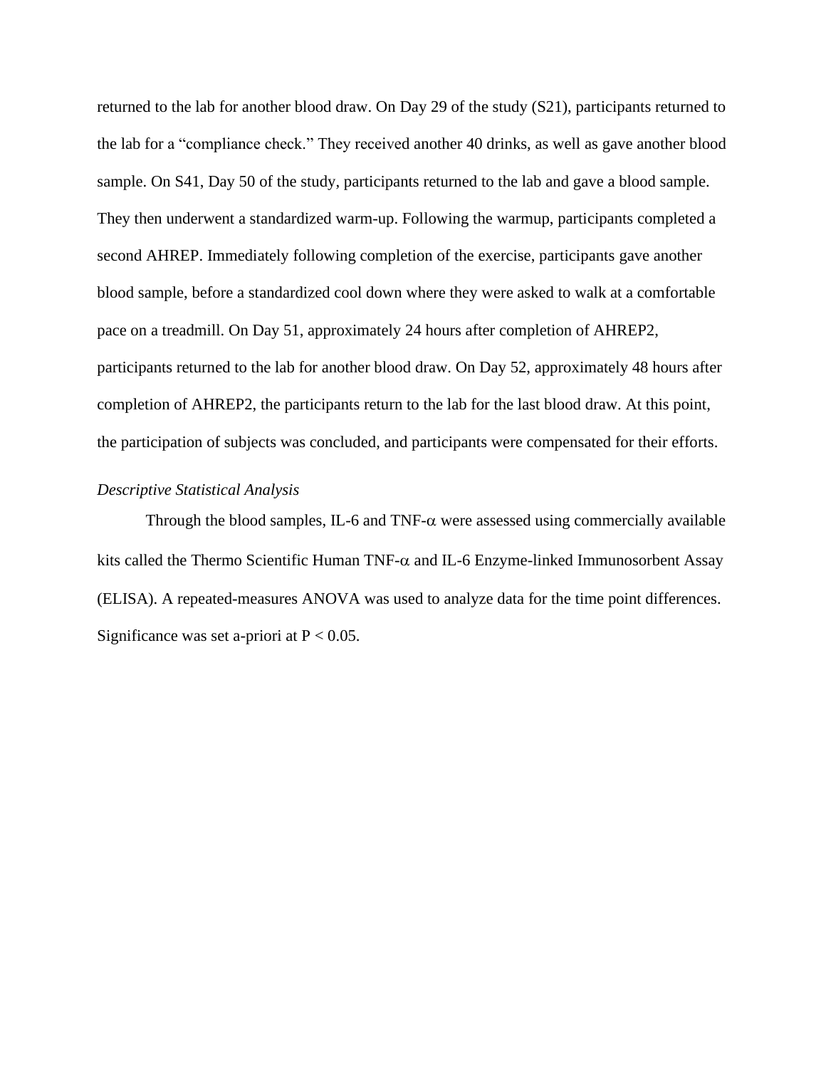returned to the lab for another blood draw. On Day 29 of the study (S21), participants returned to the lab for a "compliance check." They received another 40 drinks, as well as gave another blood sample. On S41, Day 50 of the study, participants returned to the lab and gave a blood sample. They then underwent a standardized warm-up. Following the warmup, participants completed a second AHREP. Immediately following completion of the exercise, participants gave another blood sample, before a standardized cool down where they were asked to walk at a comfortable pace on a treadmill. On Day 51, approximately 24 hours after completion of AHREP2, participants returned to the lab for another blood draw. On Day 52, approximately 48 hours after completion of AHREP2, the participants return to the lab for the last blood draw. At this point, the participation of subjects was concluded, and participants were compensated for their efforts.

*Descriptive Statistical Analysis*

Through the blood samples, IL-6 and TNF-α were assessed using commercially available kits called the Thermo Scientific Human TNF-α and IL-6 Enzyme-linked Immunosorbent Assay (ELISA). A repeated-measures ANOVA was used to analyze data for the time point differences. Significance was set a-priori at $P < 0.05$.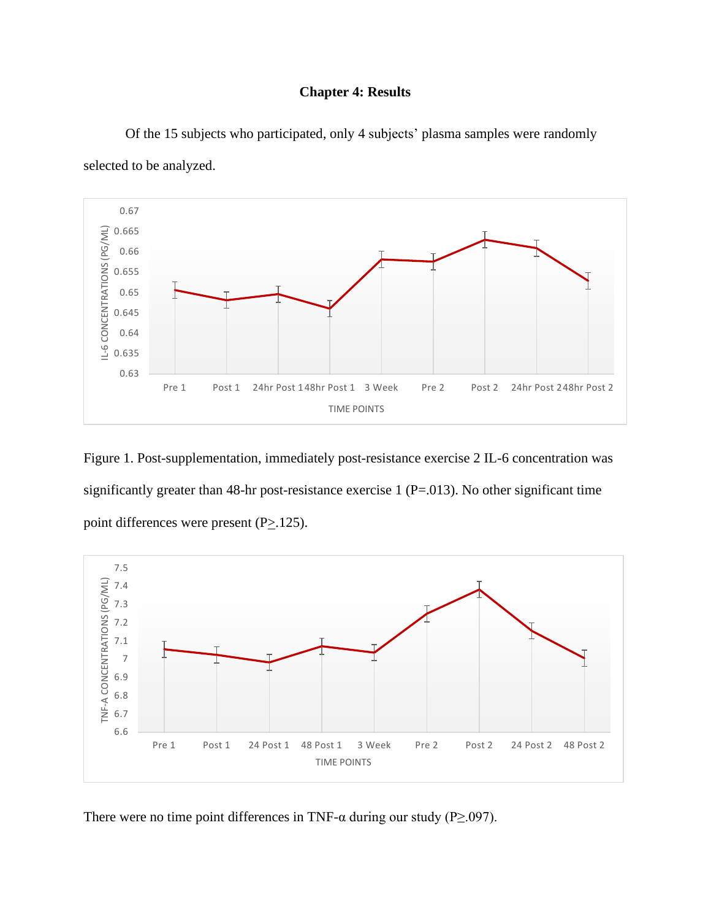# Chapter 4: Results

Of the 15 subjects who participated, only 4 subjects' plasma samples were randomly selected to be analyzed.

Figure 1. Post-supplementation, immediately post-resistance exercise 2 IL-6 concentration was significantly greater than 48-hr post-resistance exercise 1 (P=.013). No other significant time point differences were present (P≥.125).

There were no time point differences in TNF-α during our study (P≥.097).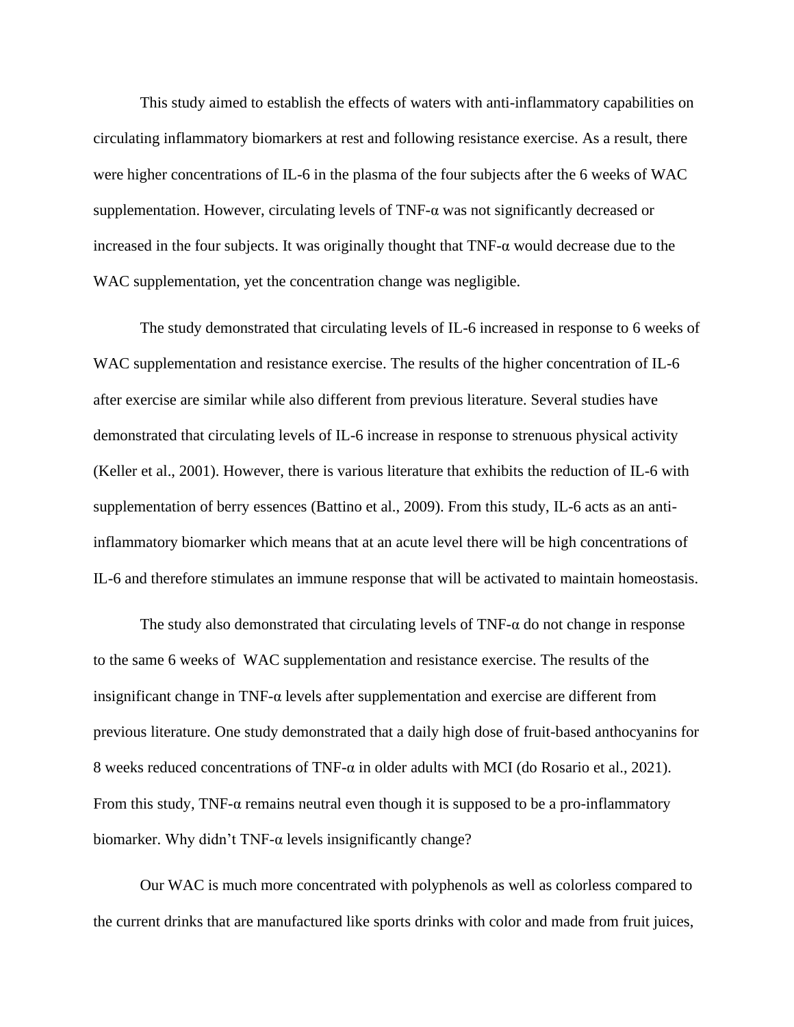This study aimed to establish the effects of waters with anti-inflammatory capabilities on circulating inflammatory biomarkers at rest and following resistance exercise. As a result, there were higher concentrations of IL-6 in the plasma of the four subjects after the 6 weeks of WAC supplementation. However, circulating levels of TNF-α was not significantly decreased or increased in the four subjects. It was originally thought that TNF-α would decrease due to the WAC supplementation, yet the concentration change was negligible.

The study demonstrated that circulating levels of IL-6 increased in response to 6 weeks of WAC supplementation and resistance exercise. The results of the higher concentration of IL-6 after exercise are similar while also different from previous literature. Several studies have demonstrated that circulating levels of IL-6 increase in response to strenuous physical activity (Keller et al., 2001). However, there is various literature that exhibits the reduction of IL-6 with supplementation of berry essences (Battino et al., 2009). From this study, IL-6 acts as an anti-inflammatory biomarker which means that at an acute level there will be high concentrations of IL-6 and therefore stimulates an immune response that will be activated to maintain homeostasis.

The study also demonstrated that circulating levels of TNF-α do not change in response to the same 6 weeks of WAC supplementation and resistance exercise. The results of the insignificant change in TNF-α levels after supplementation and exercise are different from previous literature. One study demonstrated that a daily high dose of fruit-based anthocyanins for 8 weeks reduced concentrations of TNF-α in older adults with MCI (do Rosario et al., 2021). From this study, TNF-α remains neutral even though it is supposed to be a pro-inflammatory biomarker. Why didn't TNF-α levels insignificantly change?

Our WAC is much more concentrated with polyphenols as well as colorless compared to the current drinks that are manufactured like sports drinks with color and made from fruit juices,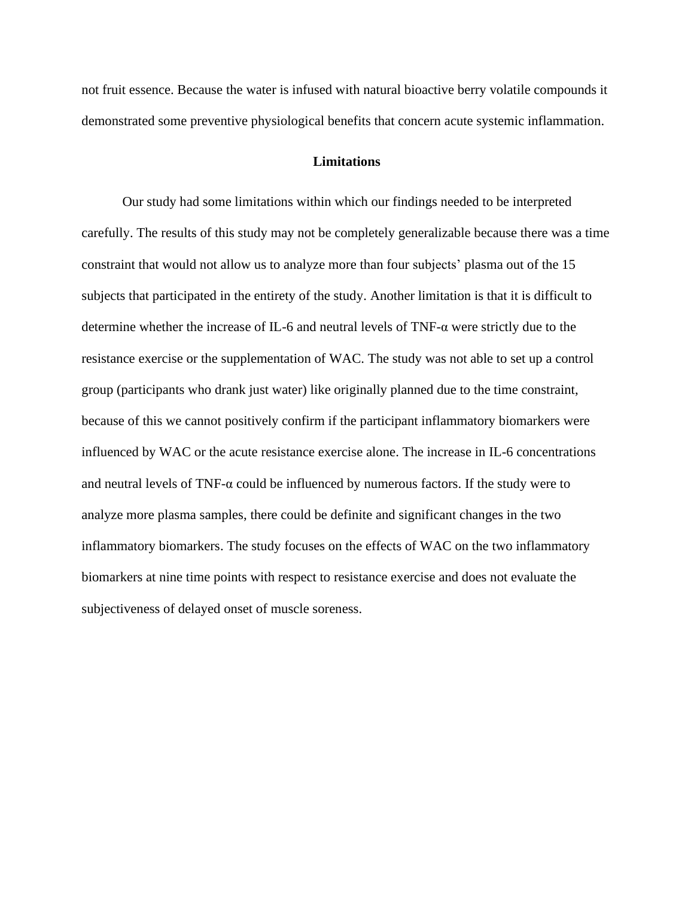not fruit essence. Because the water is infused with natural bioactive berry volatile compounds it demonstrated some preventive physiological benefits that concern acute systemic inflammation.

## Limitations

Our study had some limitations within which our findings needed to be interpreted carefully. The results of this study may not be completely generalizable because there was a time constraint that would not allow us to analyze more than four subjects' plasma out of the 15 subjects that participated in the entirety of the study. Another limitation is that it is difficult to determine whether the increase of IL-6 and neutral levels of TNF-α were strictly due to the resistance exercise or the supplementation of WAC. The study was not able to set up a control group (participants who drank just water) like originally planned due to the time constraint, because of this we cannot positively confirm if the participant inflammatory biomarkers were influenced by WAC or the acute resistance exercise alone. The increase in IL-6 concentrations and neutral levels of TNF-α could be influenced by numerous factors. If the study were to analyze more plasma samples, there could be definite and significant changes in the two inflammatory biomarkers. The study focuses on the effects of WAC on the two inflammatory biomarkers at nine time points with respect to resistance exercise and does not evaluate the subjectiveness of delayed onset of muscle soreness.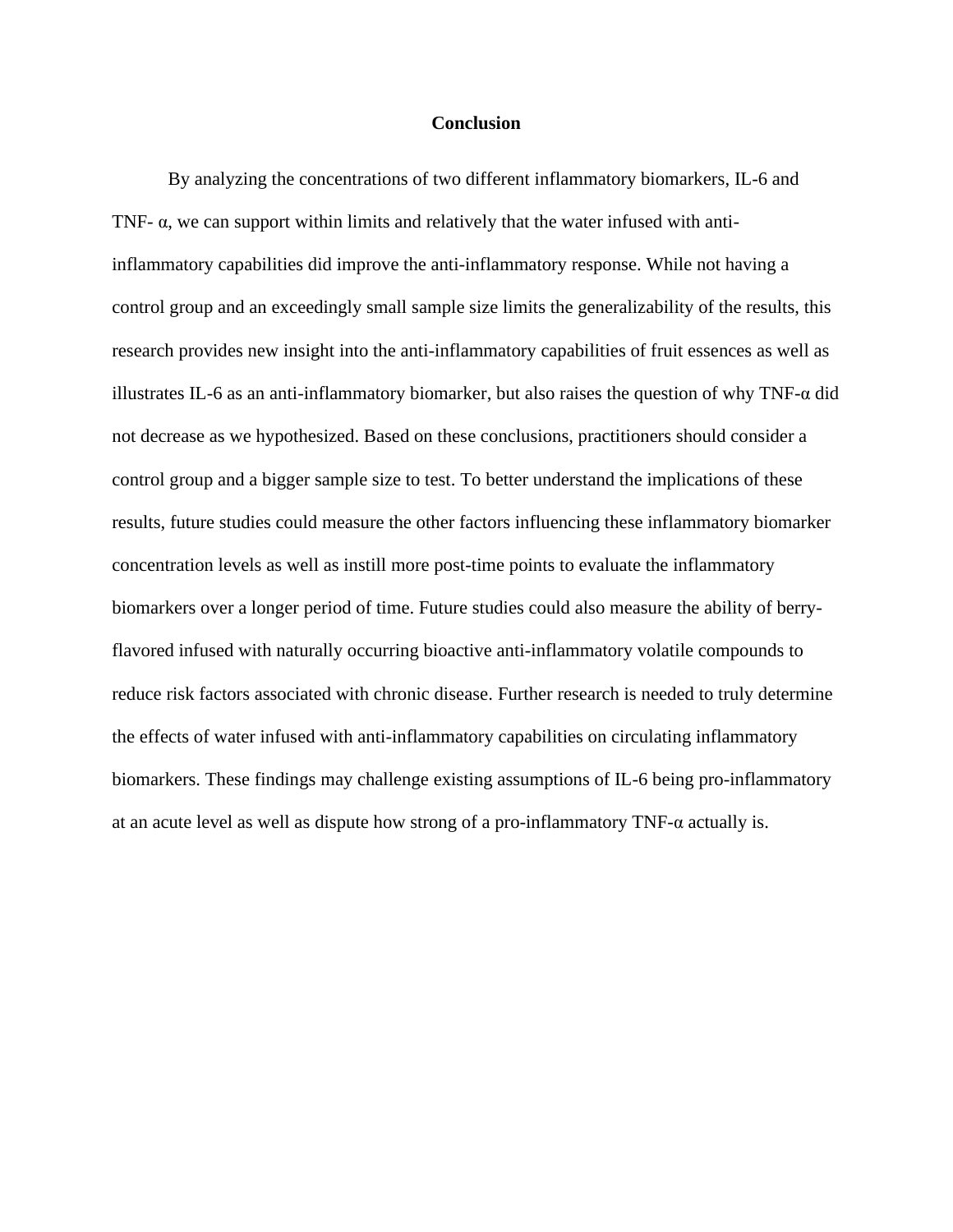# Conclusion

By analyzing the concentrations of two different inflammatory biomarkers, IL-6 and TNF- α, we can support within limits and relatively that the water infused with anti-inflammatory capabilities did improve the anti-inflammatory response. While not having a control group and an exceedingly small sample size limits the generalizability of the results, this research provides new insight into the anti-inflammatory capabilities of fruit essences as well as illustrates IL-6 as an anti-inflammatory biomarker, but also raises the question of why TNF-α did not decrease as we hypothesized. Based on these conclusions, practitioners should consider a control group and a bigger sample size to test. To better understand the implications of these results, future studies could measure the other factors influencing these inflammatory biomarker concentration levels as well as instill more post-time points to evaluate the inflammatory biomarkers over a longer period of time. Future studies could also measure the ability of berry-flavored infused with naturally occurring bioactive anti-inflammatory volatile compounds to reduce risk factors associated with chronic disease. Further research is needed to truly determine the effects of water infused with anti-inflammatory capabilities on circulating inflammatory biomarkers. These findings may challenge existing assumptions of IL-6 being pro-inflammatory at an acute level as well as dispute how strong of a pro-inflammatory TNF-α actually is.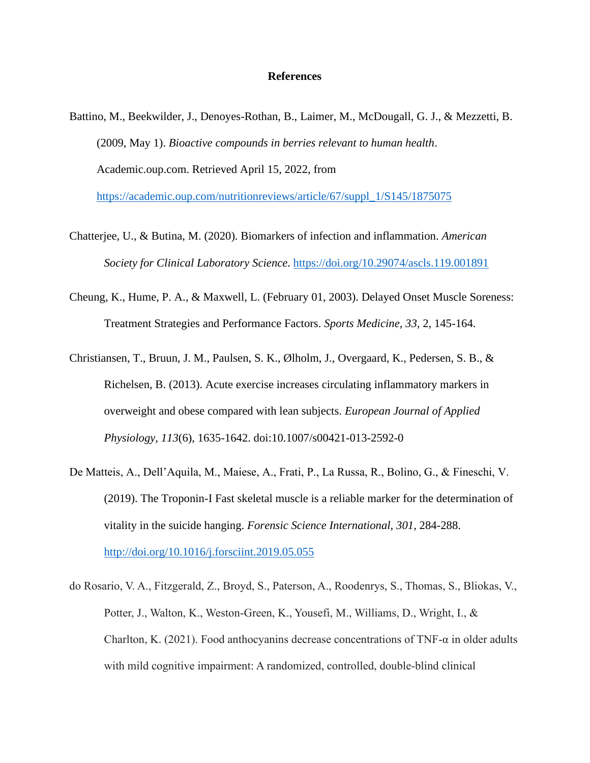# References

Battino, M., Beekwilder, J., Denoyes-Rothan, B., Laimer, M., McDougall, G. J., & Mezzetti, B. (2009, May 1). *Bioactive compounds in berries relevant to human health*. Academic.oup.com. Retrieved April 15, 2022, from https://academic.oup.com/nutritionreviews/article/67/suppl_1/S145/1875075

Chatterjee, U., & Butina, M. (2020). Biomarkers of infection and inflammation. *American Society for Clinical Laboratory Science*. https://doi.org/10.29074/ascls.119.001891

Cheung, K., Hume, P. A., & Maxwell, L. (February 01, 2003). Delayed Onset Muscle Soreness: Treatment Strategies and Performance Factors. *Sports Medicine, 33,* 2, 145-164.

Christiansen, T., Bruun, J. M., Paulsen, S. K., Ølholm, J., Overgaard, K., Pedersen, S. B., & Richelsen, B. (2013). Acute exercise increases circulating inflammatory markers in overweight and obese compared with lean subjects. *European Journal of Applied Physiology, 113*(6), 1635-1642. doi:10.1007/s00421-013-2592-0

De Matteis, A., Dell'Aquila, M., Maiese, A., Frati, P., La Russa, R., Bolino, G., & Fineschi, V. (2019). The Troponin-I Fast skeletal muscle is a reliable marker for the determination of vitality in the suicide hanging. *Forensic Science International, 301*, 284-288. http://doi.org/10.1016/j.forsciint.2019.05.055

do Rosario, V. A., Fitzgerald, Z., Broyd, S., Paterson, A., Roodenrys, S., Thomas, S., Bliokas, V., Potter, J., Walton, K., Weston-Green, K., Yousefi, M., Williams, D., Wright, I., & Charlton, K. (2021). Food anthocyanins decrease concentrations of TNF-α in older adults with mild cognitive impairment: A randomized, controlled, double-blind clinical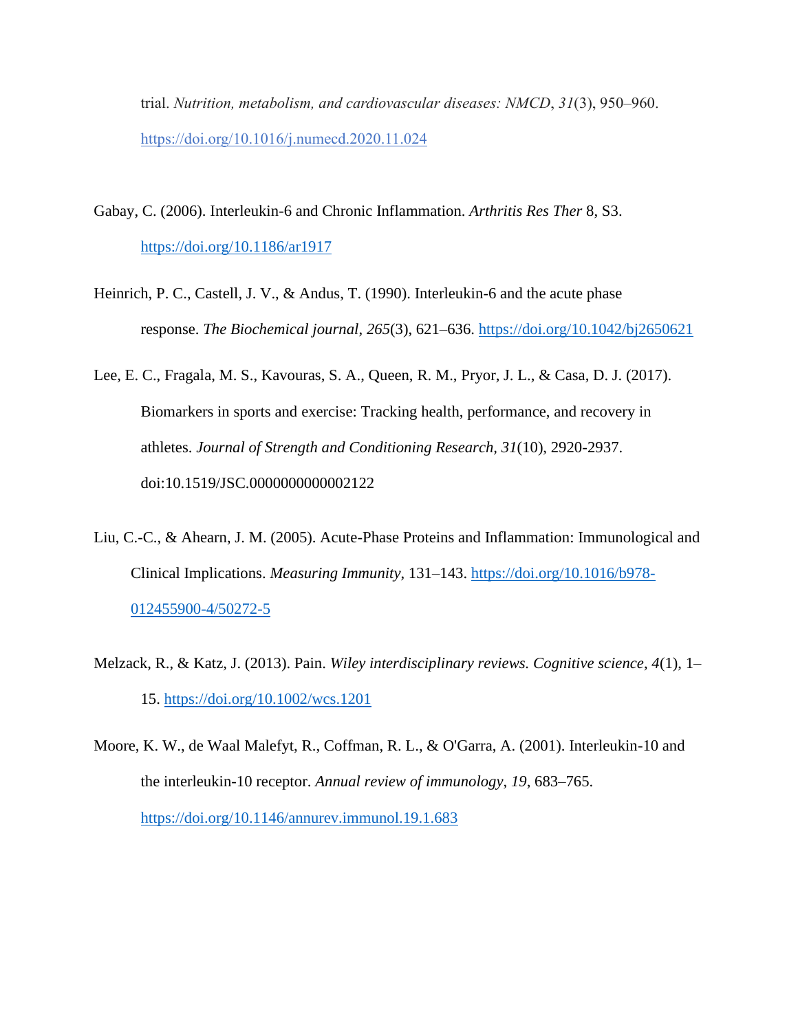trial. *Nutrition, metabolism, and cardiovascular diseases: NMCD*, *31*(3), 950–960. https://doi.org/10.1016/j.numecd.2020.11.024

Gabay, C. (2006). Interleukin-6 and Chronic Inflammation. *Arthritis Res Ther* 8, S3. https://doi.org/10.1186/ar1917

Heinrich, P. C., Castell, J. V., & Andus, T. (1990). Interleukin-6 and the acute phase response. *The Biochemical journal*, *265*(3), 621–636. https://doi.org/10.1042/bj2650621

Lee, E. C., Fragala, M. S., Kavouras, S. A., Queen, R. M., Pryor, J. L., & Casa, D. J. (2017). Biomarkers in sports and exercise: Tracking health, performance, and recovery in athletes. *Journal of Strength and Conditioning Research, 31*(10), 2920-2937. doi:10.1519/JSC.0000000000002122

Liu, C.-C., & Ahearn, J. M. (2005). Acute-Phase Proteins and Inflammation: Immunological and Clinical Implications. *Measuring Immunity*, 131–143. https://doi.org/10.1016/b978-012455900-4/50272-5

Melzack, R., & Katz, J. (2013). Pain. *Wiley interdisciplinary reviews. Cognitive science*, *4*(1), 1–15. https://doi.org/10.1002/wcs.1201

Moore, K. W., de Waal Malefyt, R., Coffman, R. L., & O'Garra, A. (2001). Interleukin-10 and the interleukin-10 receptor. *Annual review of immunology*, *19*, 683–765. https://doi.org/10.1146/annurev.immunol.19.1.683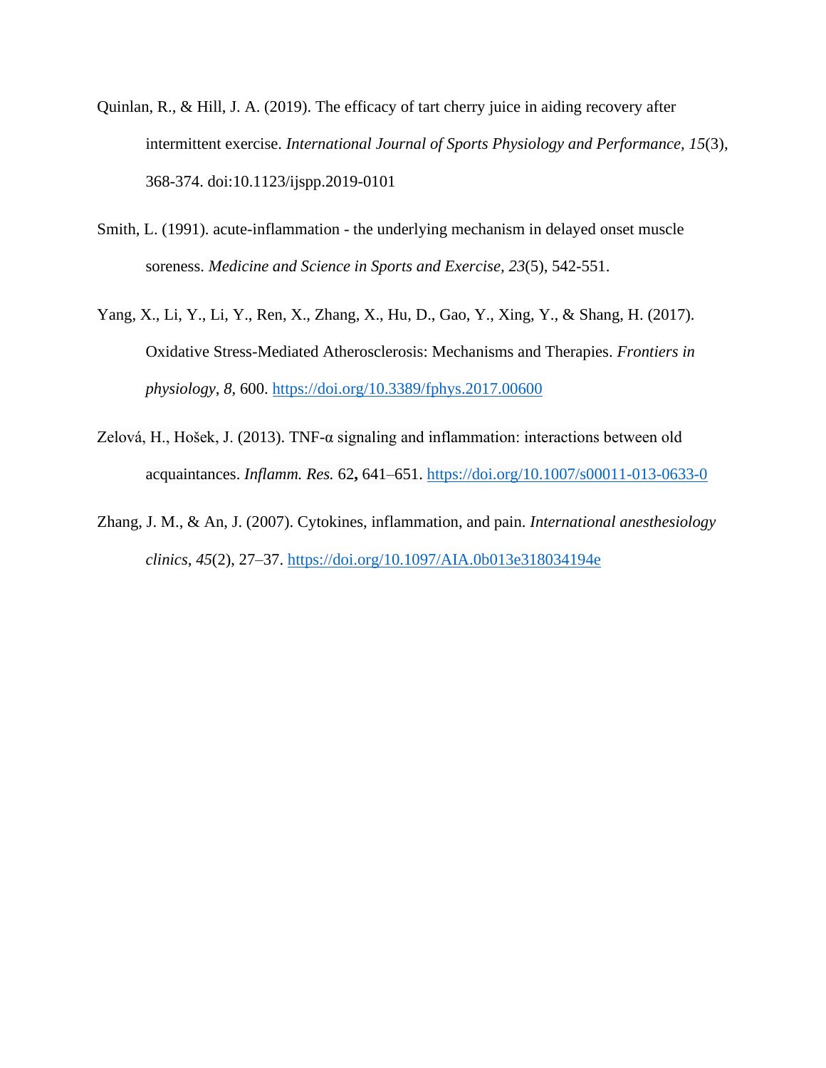Quinlan, R., & Hill, J. A. (2019). The efficacy of tart cherry juice in aiding recovery after intermittent exercise. *International Journal of Sports Physiology and Performance, 15*(3), 368-374. doi:10.1123/ijspp.2019-0101

Smith, L. (1991). acute-inflammation - the underlying mechanism in delayed onset muscle soreness. *Medicine and Science in Sports and Exercise, 23*(5), 542-551.

Yang, X., Li, Y., Li, Y., Ren, X., Zhang, X., Hu, D., Gao, Y., Xing, Y., & Shang, H. (2017). Oxidative Stress-Mediated Atherosclerosis: Mechanisms and Therapies. *Frontiers in physiology*, *8*, 600. https://doi.org/10.3389/fphys.2017.00600

Zelová, H., Hošek, J. (2013). TNF-α signaling and inflammation: interactions between old acquaintances. *Inflamm. Res.* 62**,** 641–651. https://doi.org/10.1007/s00011-013-0633-0

Zhang, J. M., & An, J. (2007). Cytokines, inflammation, and pain. *International anesthesiology clinics*, *45*(2), 27–37. https://doi.org/10.1097/AIA.0b013e318034194e